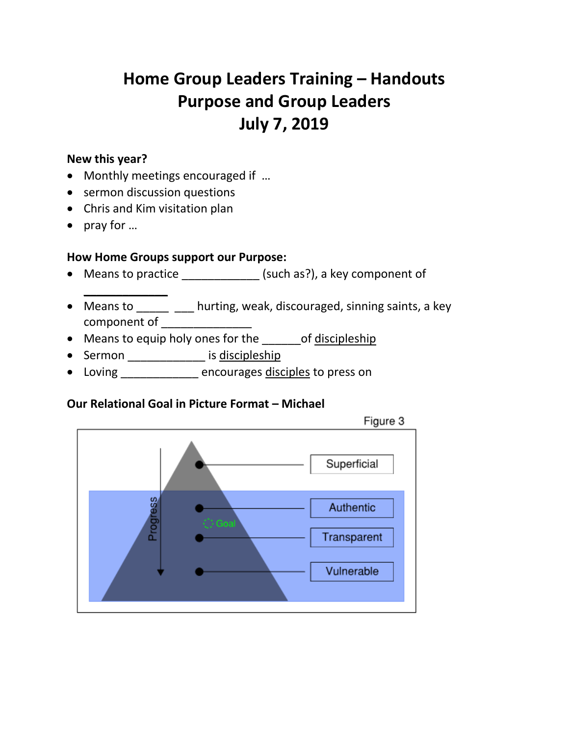# Home Group Leaders Training – Handouts
# Purpose and Group Leaders
# July 7, 2019

**New this year?**

- Monthly meetings encouraged if …
- sermon discussion questions
- Chris and Kim visitation plan
- pray for …

**How Home Groups support our Purpose:**

- Means to practice ____________ (such as?), a key component of ____________
- Means to _____ ___ hurting, weak, discouraged, sinning saints, a key component of ______________
- Means to equip holy ones for the ______of discipleship
- Sermon ____________ is discipleship
- Loving ____________ encourages disciples to press on

**Our Relational Goal in Picture Format – Michael**

Figure 3

Superficial

Authentic

Transparent

Vulnerable

Progress

Goal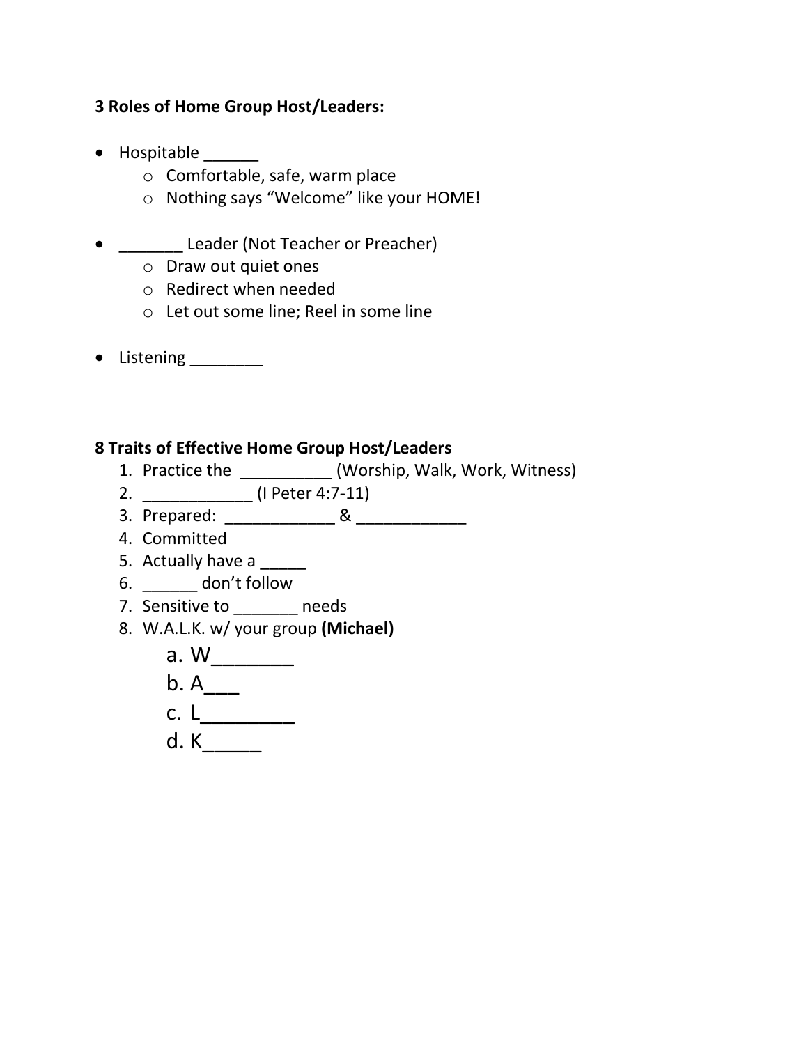**3 Roles of Home Group Host/Leaders:**

- Hospitable ______
  - Comfortable, safe, warm place
  - Nothing says "Welcome" like your HOME!

- _______ Leader (Not Teacher or Preacher)
  - Draw out quiet ones
  - Redirect when needed
  - Let out some line; Reel in some line

- Listening ________

**8 Traits of Effective Home Group Host/Leaders**

1. Practice the __________ (Worship, Walk, Work, Witness)
2. ____________ (I Peter 4:7-11)
3. Prepared: ____________ & ____________
4. Committed
5. Actually have a _____
6. ______ don't follow
7. Sensitive to _______ needs
8. W.A.L.K. w/ your group **(Michael)**
   a. W________
   b. A___
   c. L_________
   d. K_____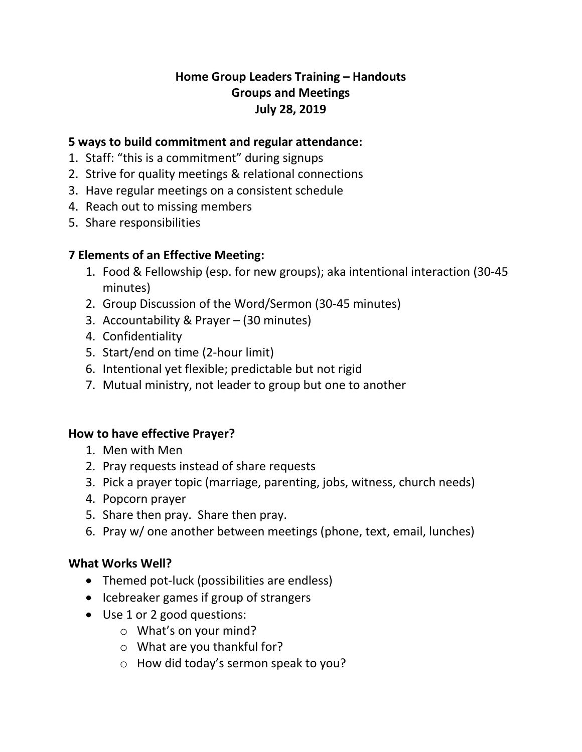# Home Group Leaders Training – Handouts
## Groups and Meetings
### July 28, 2019

**5 ways to build commitment and regular attendance:**

1. Staff: "this is a commitment" during signups
2. Strive for quality meetings & relational connections
3. Have regular meetings on a consistent schedule
4. Reach out to missing members
5. Share responsibilities

**7 Elements of an Effective Meeting:**

1. Food & Fellowship (esp. for new groups); aka intentional interaction (30-45 minutes)
2. Group Discussion of the Word/Sermon (30-45 minutes)
3. Accountability & Prayer – (30 minutes)
4. Confidentiality
5. Start/end on time (2-hour limit)
6. Intentional yet flexible; predictable but not rigid
7. Mutual ministry, not leader to group but one to another

**How to have effective Prayer?**

1. Men with Men
2. Pray requests instead of share requests
3. Pick a prayer topic (marriage, parenting, jobs, witness, church needs)
4. Popcorn prayer
5. Share then pray. Share then pray.
6. Pray w/ one another between meetings (phone, text, email, lunches)

**What Works Well?**

- Themed pot-luck (possibilities are endless)
- Icebreaker games if group of strangers
- Use 1 or 2 good questions:
  - What's on your mind?
  - What are you thankful for?
  - How did today's sermon speak to you?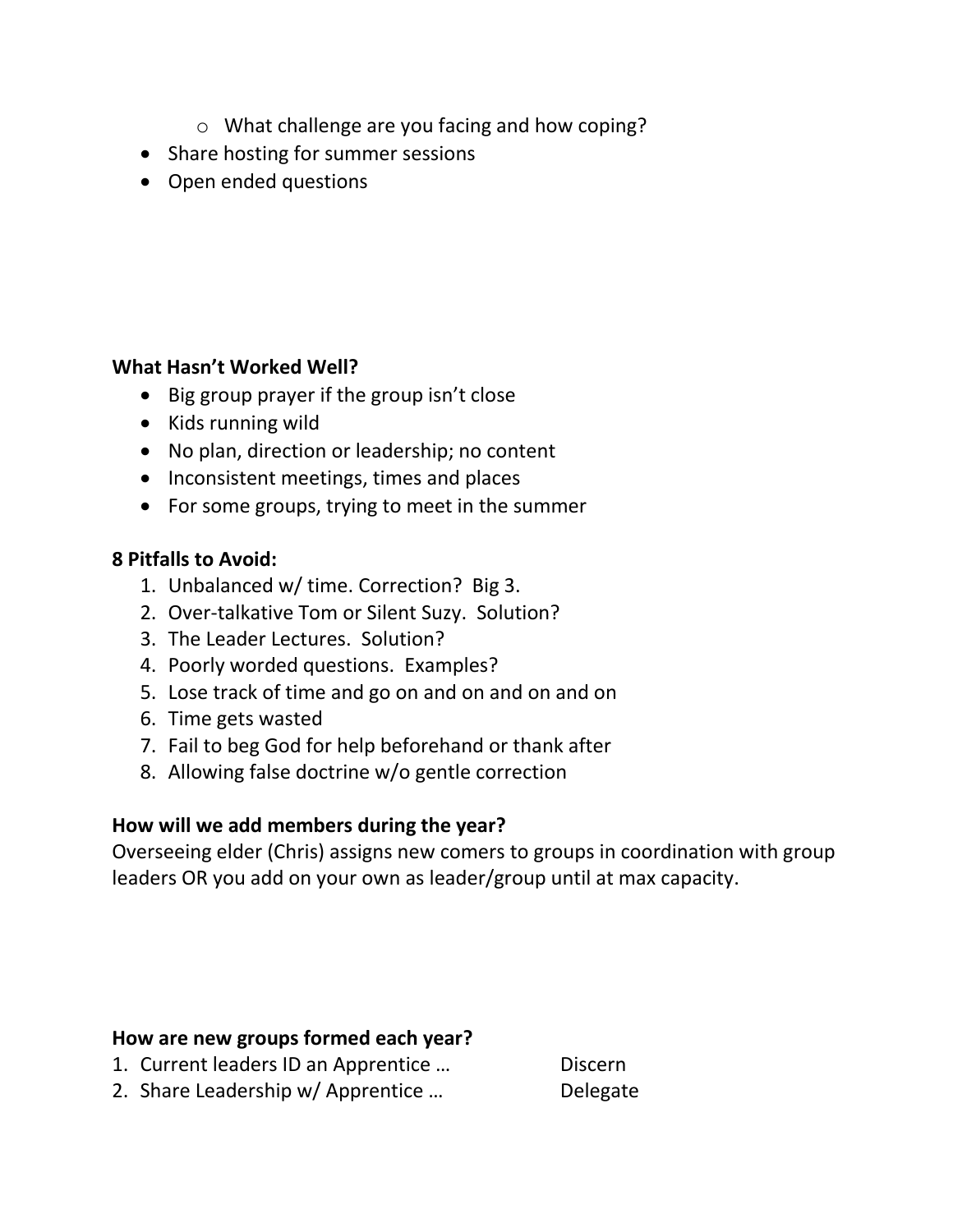- What challenge are you facing and how coping?
- Share hosting for summer sessions
- Open ended questions

**What Hasn't Worked Well?**

- Big group prayer if the group isn't close
- Kids running wild
- No plan, direction or leadership; no content
- Inconsistent meetings, times and places
- For some groups, trying to meet in the summer

**8 Pitfalls to Avoid:**

1. Unbalanced w/ time. Correction? Big 3.
2. Over-talkative Tom or Silent Suzy. Solution?
3. The Leader Lectures. Solution?
4. Poorly worded questions. Examples?
5. Lose track of time and go on and on and on and on
6. Time gets wasted
7. Fail to beg God for help beforehand or thank after
8. Allowing false doctrine w/o gentle correction

**How will we add members during the year?**

Overseeing elder (Chris) assigns new comers to groups in coordination with group leaders OR you add on your own as leader/group until at max capacity.

**How are new groups formed each year?**

1. Current leaders ID an Apprentice … Discern
2. Share Leadership w/ Apprentice … Delegate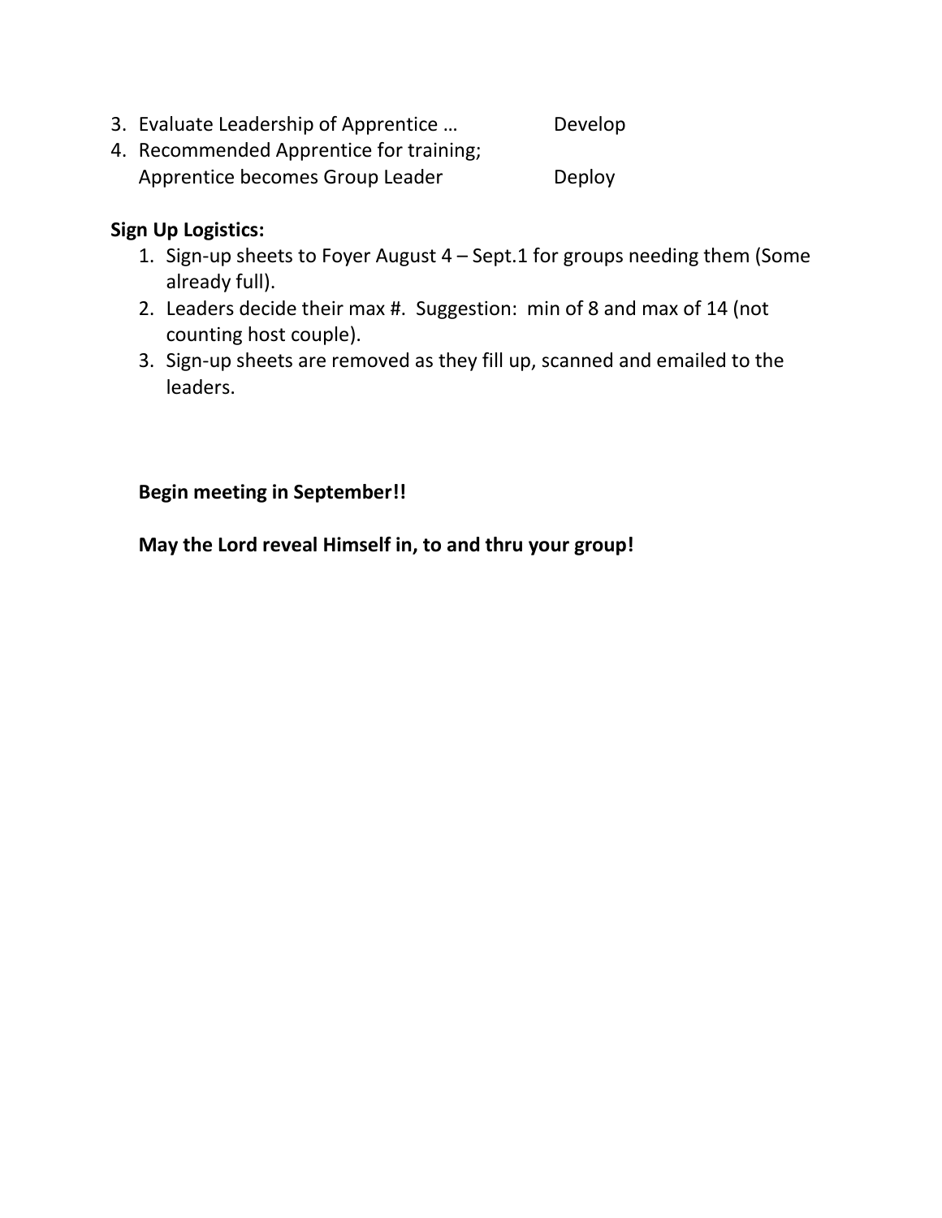3. Evaluate Leadership of Apprentice … Develop
4. Recommended Apprentice for training; Apprentice becomes Group Leader Deploy

**Sign Up Logistics:**

1. Sign-up sheets to Foyer August 4 – Sept.1 for groups needing them (Some already full).
2. Leaders decide their max #. Suggestion: min of 8 and max of 14 (not counting host couple).
3. Sign-up sheets are removed as they fill up, scanned and emailed to the leaders.

**Begin meeting in September!!**

**May the Lord reveal Himself in, to and thru your group!**